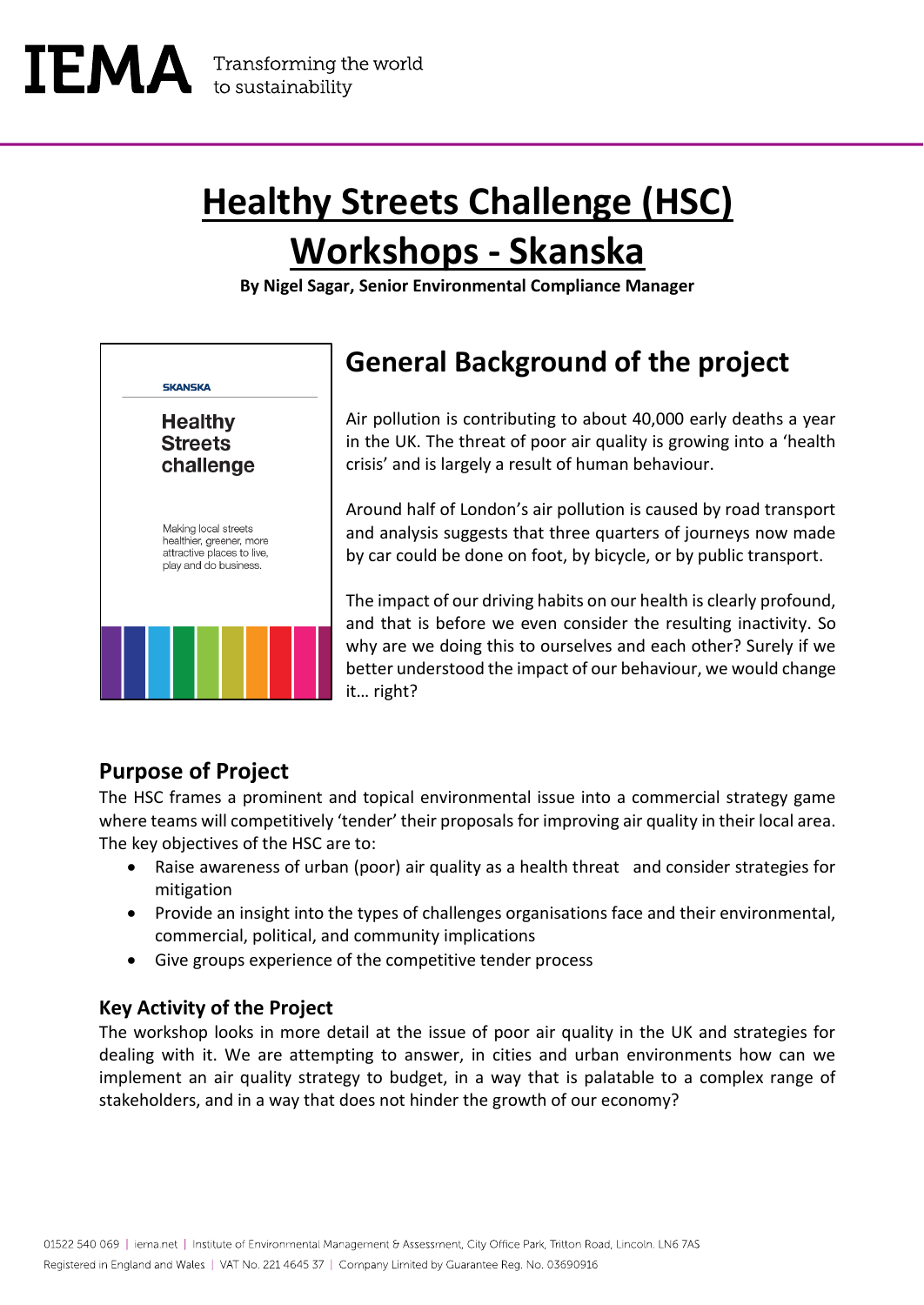# Healthy Streets Challenge (HSC) Workshops - Skanska

**By Nigel Sagar, Senior Environmental Compliance Manager**

SKANSKA

Healthy Streets challenge

Making local streets healthier, greener, more attractive places to live, play and do business.

## General Background of the project

Air pollution is contributing to about 40,000 early deaths a year in the UK. The threat of poor air quality is growing into a 'health crisis' and is largely a result of human behaviour.

Around half of London's air pollution is caused by road transport and analysis suggests that three quarters of journeys now made by car could be done on foot, by bicycle, or by public transport.

The impact of our driving habits on our health is clearly profound, and that is before we even consider the resulting inactivity. So why are we doing this to ourselves and each other? Surely if we better understood the impact of our behaviour, we would change it… right?

## Purpose of Project

The HSC frames a prominent and topical environmental issue into a commercial strategy game where teams will competitively 'tender' their proposals for improving air quality in their local area. The key objectives of the HSC are to:

- Raise awareness of urban (poor) air quality as a health threat and consider strategies for mitigation
- Provide an insight into the types of challenges organisations face and their environmental, commercial, political, and community implications
- Give groups experience of the competitive tender process

### Key Activity of the Project

The workshop looks in more detail at the issue of poor air quality in the UK and strategies for dealing with it. We are attempting to answer, in cities and urban environments how can we implement an air quality strategy to budget, in a way that is palatable to a complex range of stakeholders, and in a way that does not hinder the growth of our economy?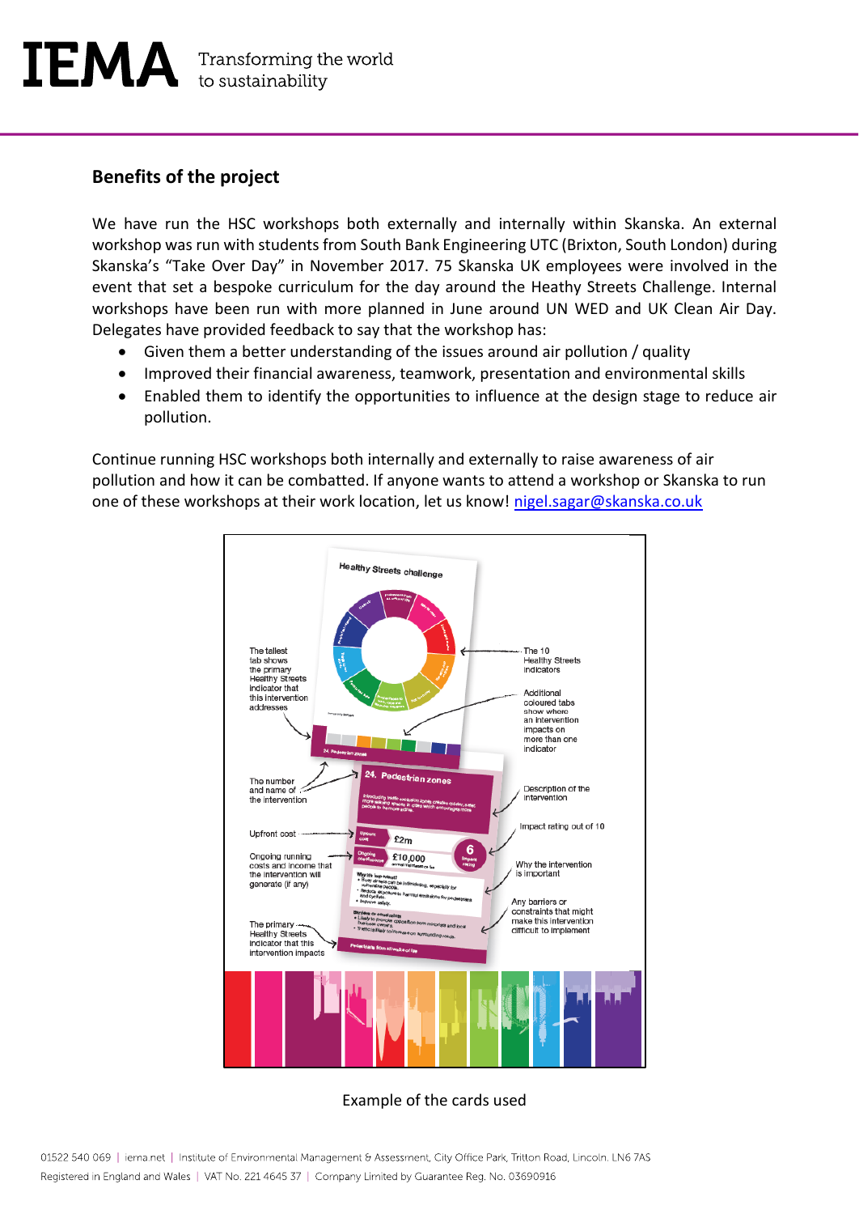## Benefits of the project

We have run the HSC workshops both externally and internally within Skanska. An external workshop was run with students from South Bank Engineering UTC (Brixton, South London) during Skanska's "Take Over Day" in November 2017. 75 Skanska UK employees were involved in the event that set a bespoke curriculum for the day around the Heathy Streets Challenge. Internal workshops have been run with more planned in June around UN WED and UK Clean Air Day. Delegates have provided feedback to say that the workshop has:

- Given them a better understanding of the issues around air pollution / quality
- Improved their financial awareness, teamwork, presentation and environmental skills
- Enabled them to identify the opportunities to influence at the design stage to reduce air pollution.

Continue running HSC workshops both internally and externally to raise awareness of air pollution and how it can be combatted. If anyone wants to attend a workshop or Skanska to run one of these workshops at their work location, let us know! nigel.sagar@skanska.co.uk

Example of the cards used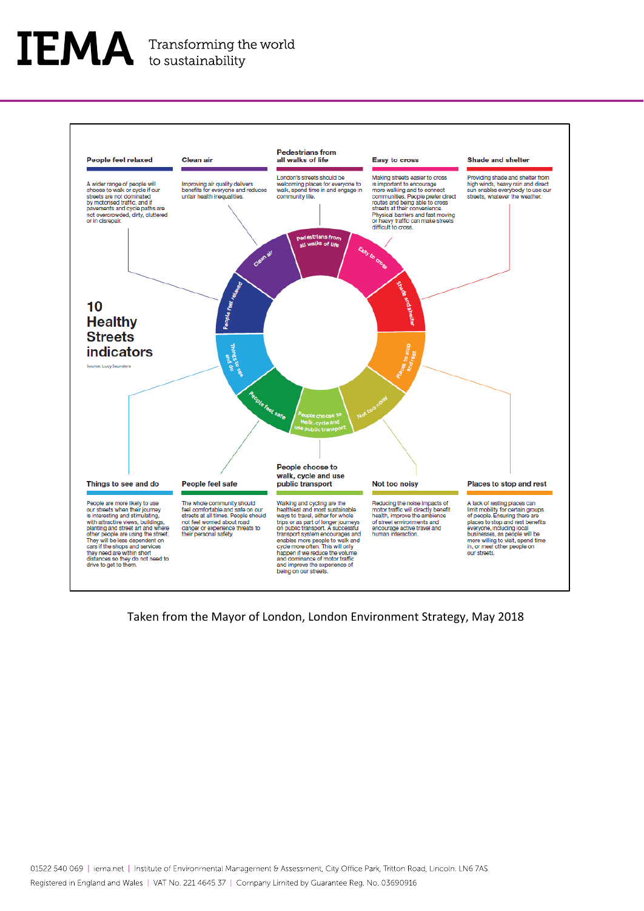# 10 Healthy Streets indicators

Source: Lucy Saunders

**People feel relaxed**

A wider range of people will choose to walk or cycle if our streets are not dominated by motorised traffic, and if pavements and cycle paths are not overcrowded, dirty, cluttered or in disrepair.

**Clean air**

Improving air quality delivers benefits for everyone and reduces unfair health inequalities.

**Pedestrians from all walks of life**

London's streets should be welcoming places for everyone to walk, spend time in and engage in community life.

**Easy to cross**

Making streets easier to cross is important to encourage more walking and to connect communities. People prefer direct routes and being able to cross streets at their convenience. Physical barriers and fast moving or heavy traffic can make streets difficult to cross.

**Shade and shelter**

Providing shade and shelter from high winds, heavy rain and direct sun enables everybody to use our streets, whatever the weather.

**Things to see and do**

People are more likely to use our streets when their journey is interesting and stimulating, with attractive views, buildings, planting and street art and where other people are using the street. They will be less dependent on cars if the shops and services they need are within short distances so they do not need to drive to get to them.

**People feel safe**

The whole community should feel comfortable and safe on our streets at all times. People should not feel worried about road danger or experience threats to their personal safety.

**People choose to walk, cycle and use public transport**

Walking and cycling are the healthiest and most sustainable ways to travel, either for whole trips or as part of longer journeys on public transport. A successful transport system encourages and enables more people to walk and cycle more often. This will only happen if we reduce the volume and dominance of motor traffic and improve the experience of being on our streets.

**Not too noisy**

Reducing the noise impacts of motor traffic will directly benefit health, improve the ambience of street environments and encourage active travel and human interaction.

**Places to stop and rest**

A lack of resting places can limit mobility for certain groups of people. Ensuring there are places to stop and rest benefits everyone, including local businesses, as people will be more willing to visit, spend time in, or meet other people on our streets.

Taken from the Mayor of London, London Environment Strategy, May 2018